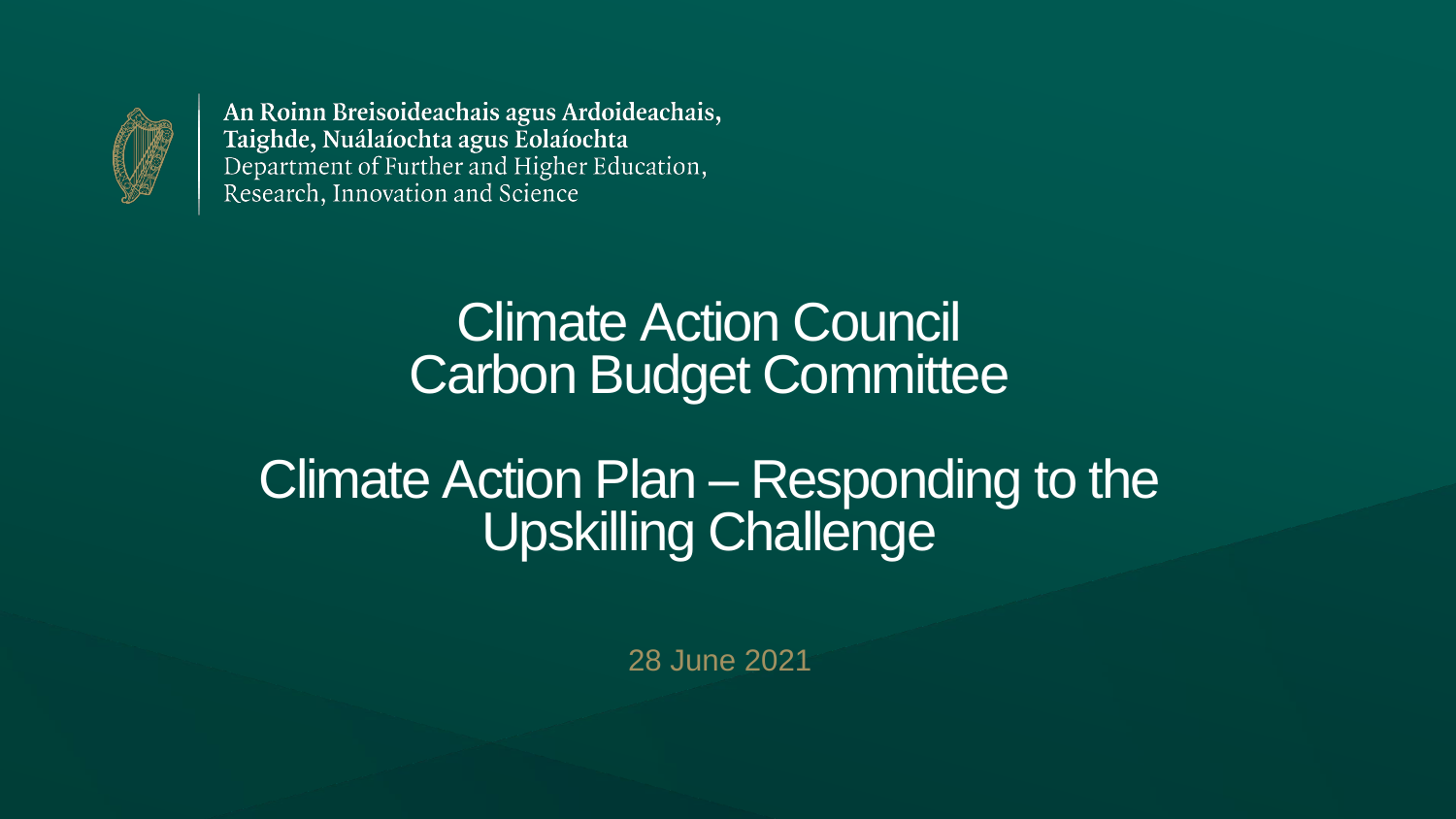An Roinn Breisoideachais agus Ardoideachais, Taighde, Nuálaíochta agus Eolaíochta
Department of Further and Higher Education, Research, Innovation and Science

# Climate Action Council Carbon Budget Committee

# Climate Action Plan – Responding to the Upskilling Challenge

28 June 2021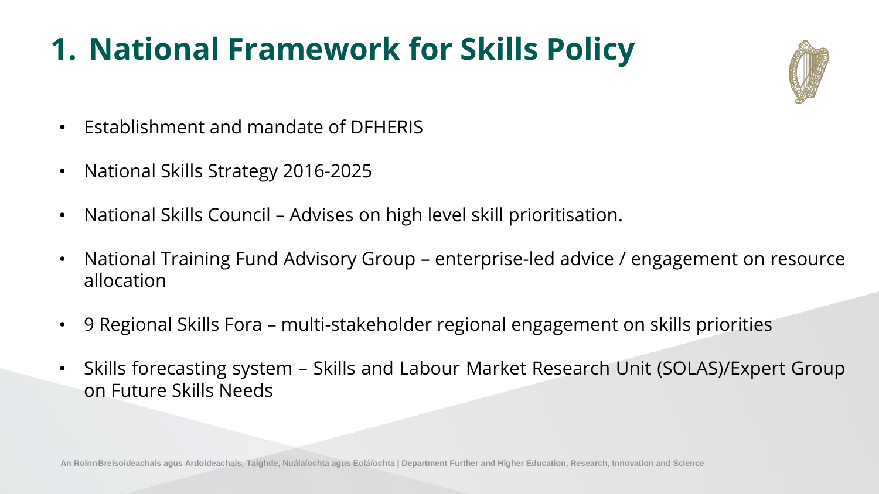# 1. National Framework for Skills Policy

- Establishment and mandate of DFHERIS
- National Skills Strategy 2016-2025
- National Skills Council – Advises on high level skill prioritisation.
- National Training Fund Advisory Group – enterprise-led advice / engagement on resource allocation
- 9 Regional Skills Fora – multi-stakeholder regional engagement on skills priorities
- Skills forecasting system – Skills and Labour Market Research Unit (SOLAS)/Expert Group on Future Skills Needs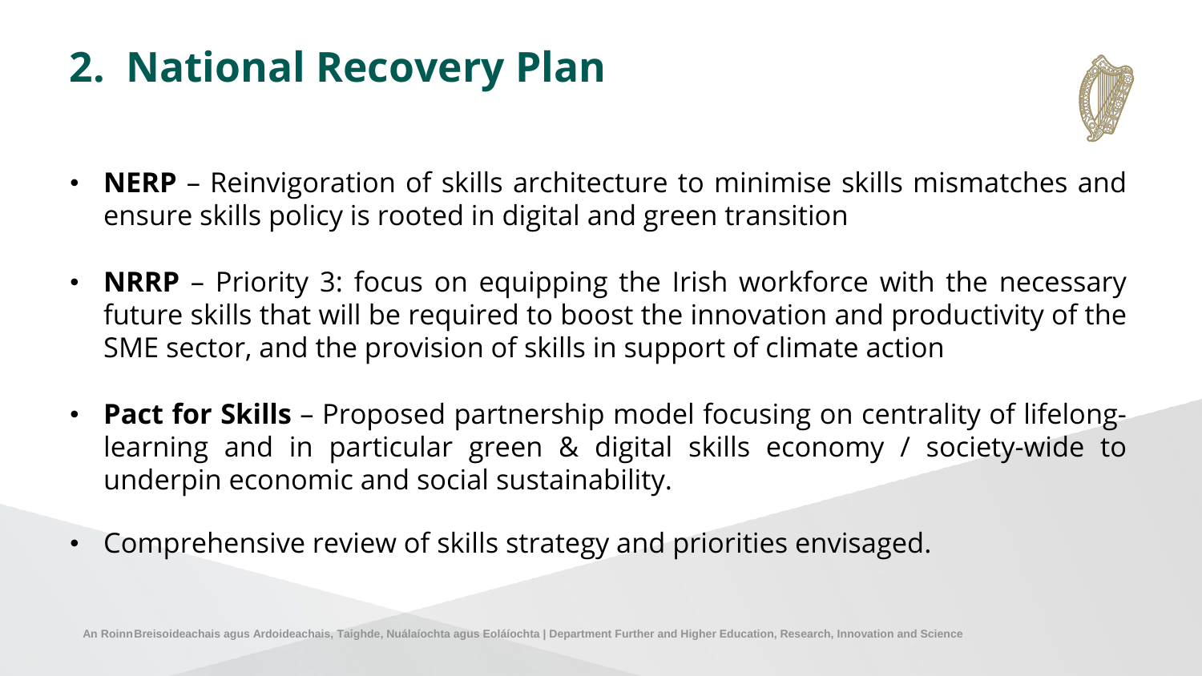# 2. National Recovery Plan

- **NERP** – Reinvigoration of skills architecture to minimise skills mismatches and ensure skills policy is rooted in digital and green transition

- **NRRP** – Priority 3: focus on equipping the Irish workforce with the necessary future skills that will be required to boost the innovation and productivity of the SME sector, and the provision of skills in support of climate action

- **Pact for Skills** – Proposed partnership model focusing on centrality of lifelong-learning and in particular green & digital skills economy / society-wide to underpin economic and social sustainability.

- Comprehensive review of skills strategy and priorities envisaged.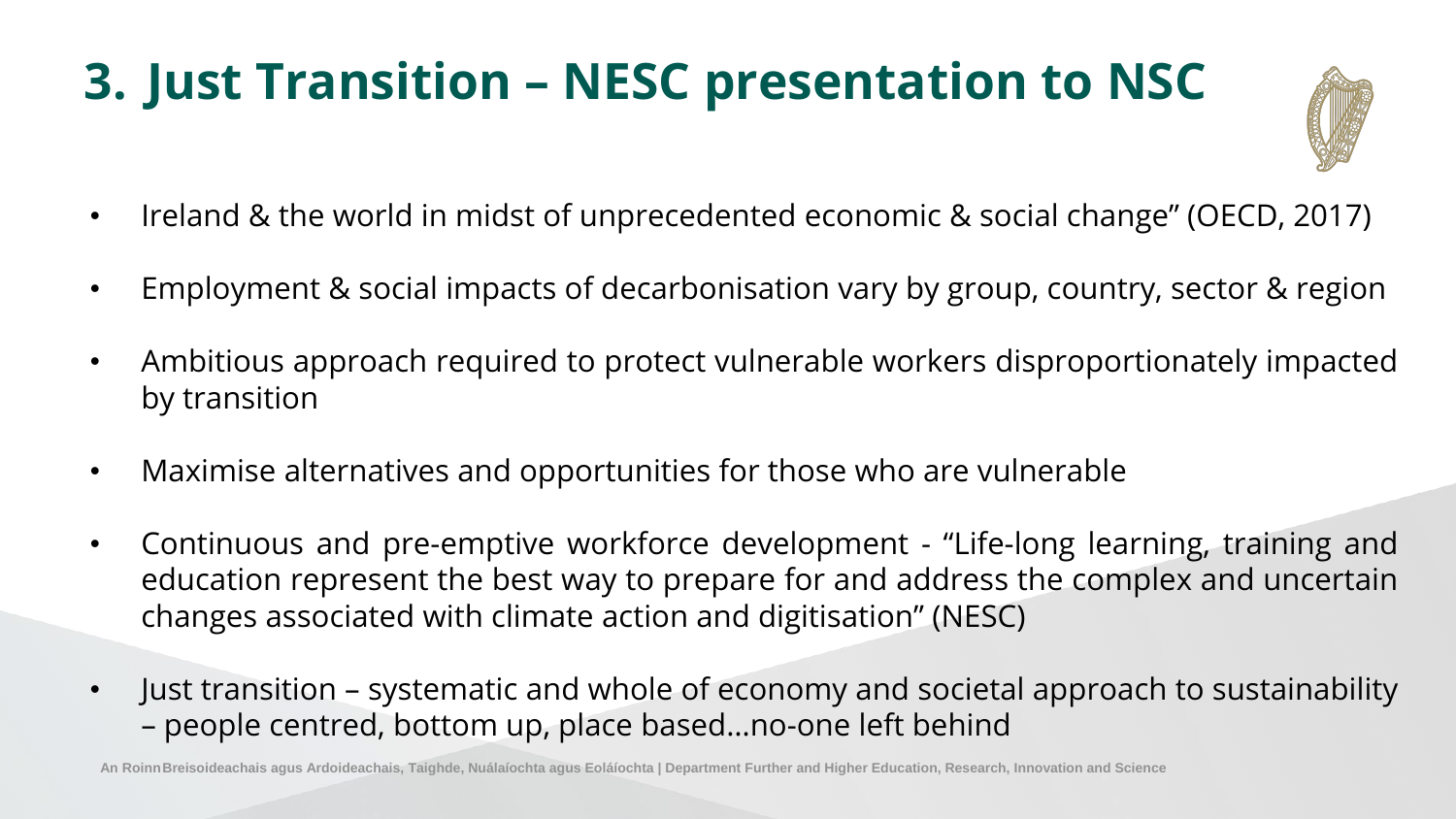# 3. Just Transition – NESC presentation to NSC

- Ireland & the world in midst of unprecedented economic & social change" (OECD, 2017)
- Employment & social impacts of decarbonisation vary by group, country, sector & region
- Ambitious approach required to protect vulnerable workers disproportionately impacted by transition
- Maximise alternatives and opportunities for those who are vulnerable
- Continuous and pre-emptive workforce development - "Life-long learning, training and education represent the best way to prepare for and address the complex and uncertain changes associated with climate action and digitisation" (NESC)
- Just transition – systematic and whole of economy and societal approach to sustainability – people centred, bottom up, place based…no-one left behind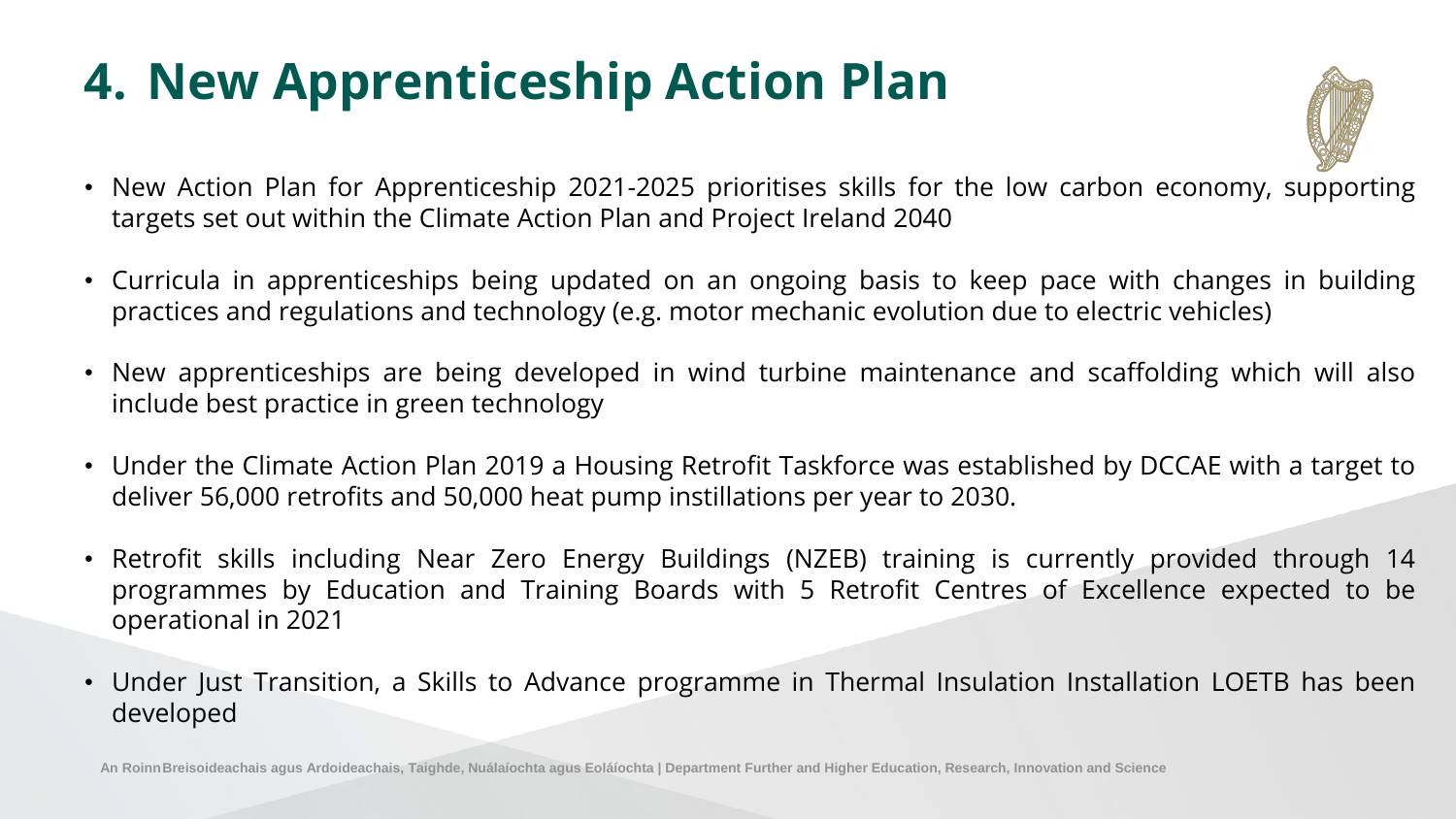# 4. New Apprenticeship Action Plan

- New Action Plan for Apprenticeship 2021-2025 prioritises skills for the low carbon economy, supporting targets set out within the Climate Action Plan and Project Ireland 2040
- Curricula in apprenticeships being updated on an ongoing basis to keep pace with changes in building practices and regulations and technology (e.g. motor mechanic evolution due to electric vehicles)
- New apprenticeships are being developed in wind turbine maintenance and scaffolding which will also include best practice in green technology
- Under the Climate Action Plan 2019 a Housing Retrofit Taskforce was established by DCCAE with a target to deliver 56,000 retrofits and 50,000 heat pump instillations per year to 2030.
- Retrofit skills including Near Zero Energy Buildings (NZEB) training is currently provided through 14 programmes by Education and Training Boards with 5 Retrofit Centres of Excellence expected to be operational in 2021
- Under Just Transition, a Skills to Advance programme in Thermal Insulation Installation LOETB has been developed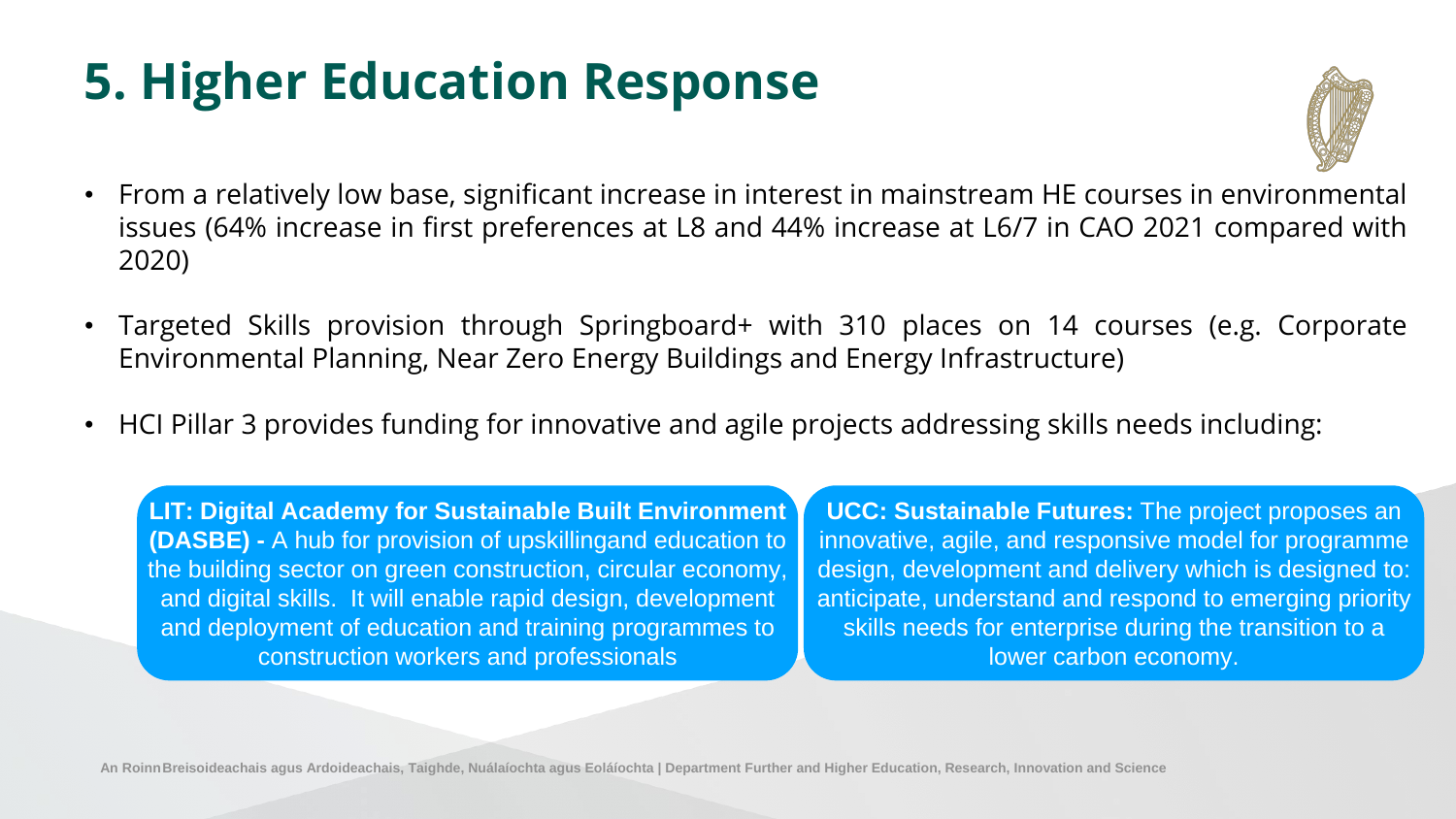# 5. Higher Education Response

- From a relatively low base, significant increase in interest in mainstream HE courses in environmental issues (64% increase in first preferences at L8 and 44% increase at L6/7 in CAO 2021 compared with 2020)
- Targeted Skills provision through Springboard+ with 310 places on 14 courses (e.g. Corporate Environmental Planning, Near Zero Energy Buildings and Energy Infrastructure)
- HCI Pillar 3 provides funding for innovative and agile projects addressing skills needs including:

**LIT: Digital Academy for Sustainable Built Environment (DASBE) -** A hub for provision of upskillingand education to the building sector on green construction, circular economy, and digital skills. It will enable rapid design, development and deployment of education and training programmes to construction workers and professionals

**UCC: Sustainable Futures:** The project proposes an innovative, agile, and responsive model for programme design, development and delivery which is designed to: anticipate, understand and respond to emerging priority skills needs for enterprise during the transition to a lower carbon economy.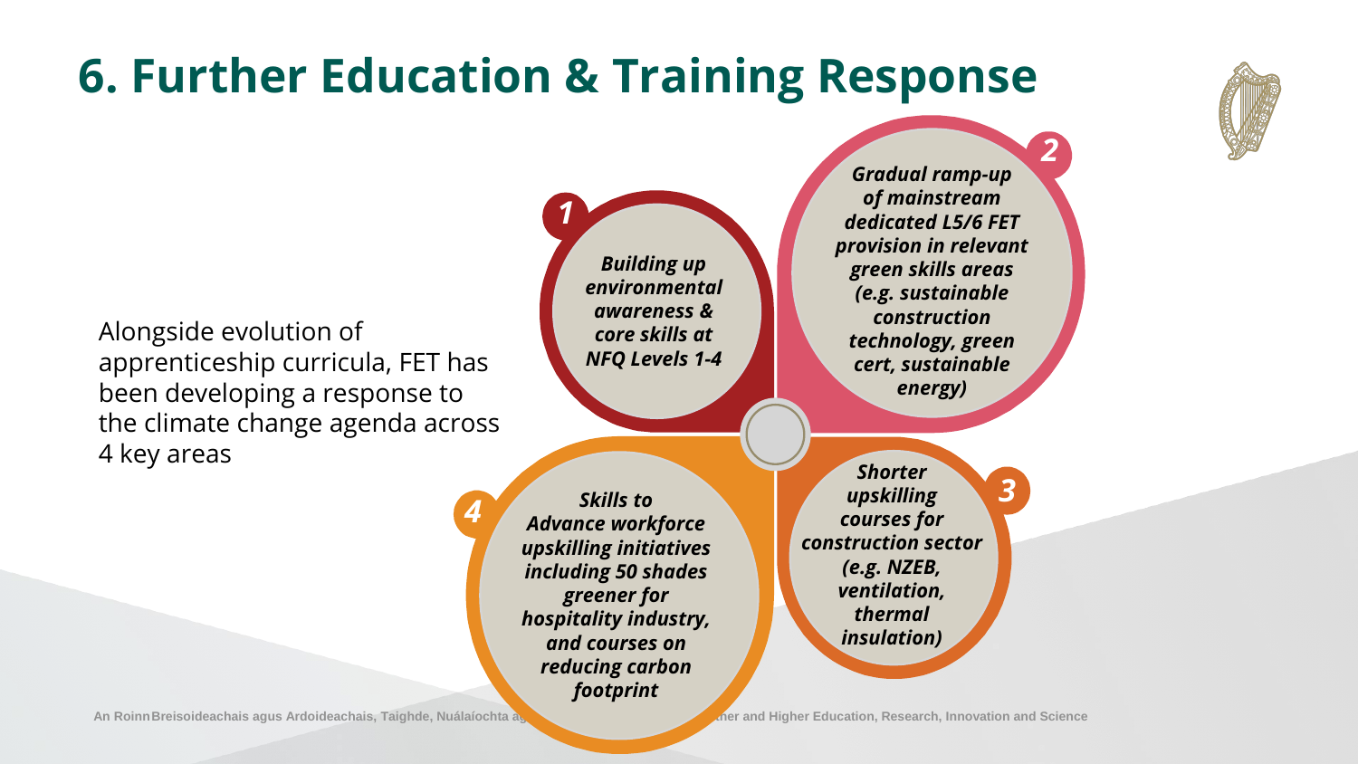# 6. Further Education & Training Response

Alongside evolution of apprenticeship curricula, FET has been developing a response to the climate change agenda across 4 key areas

1. ***Building up environmental awareness & core skills at NFQ Levels 1-4***
2. ***Gradual ramp-up of mainstream dedicated L5/6 FET provision in relevant green skills areas (e.g. sustainable construction technology, green cert, sustainable energy)***
3. ***Shorter upskilling courses for construction sector (e.g. NZEB, ventilation, thermal insulation)***
4. ***Skills to Advance workforce upskilling initiatives including 50 shades greener for hospitality industry, and courses on reducing carbon footprint***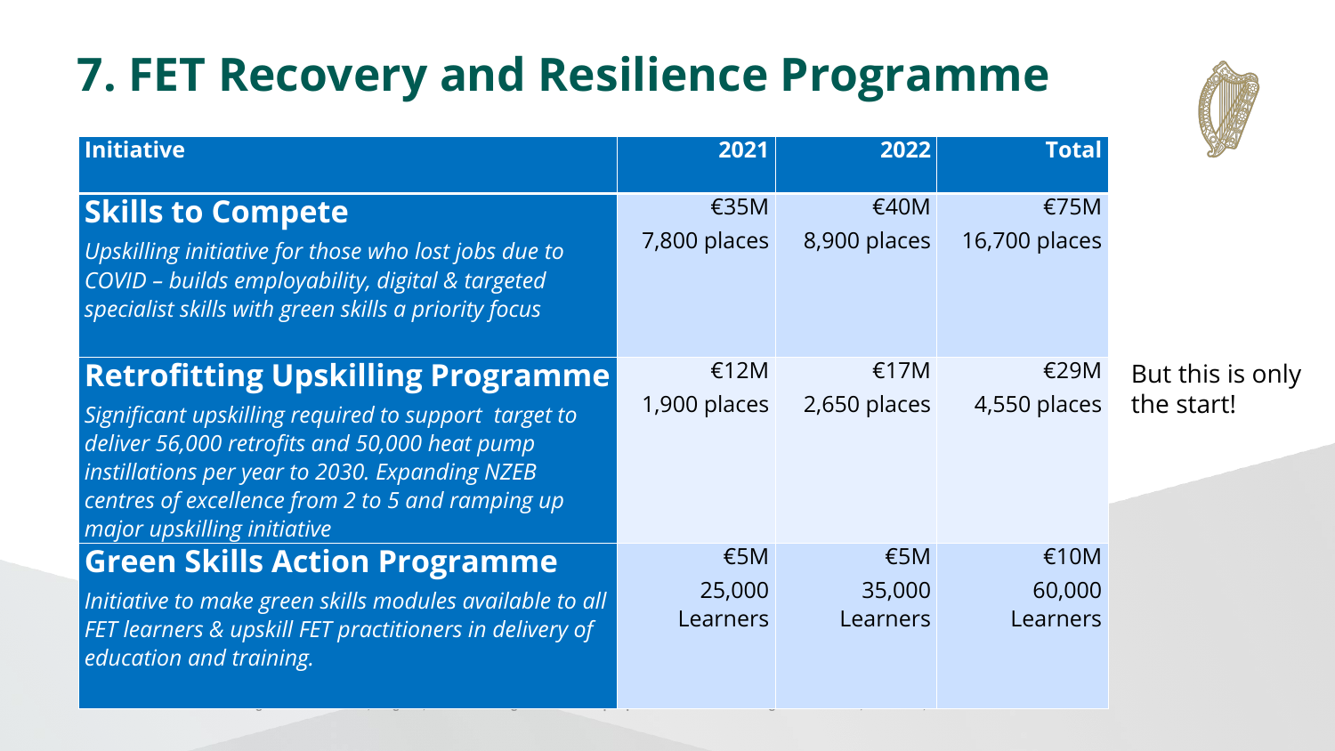# 7. FET Recovery and Resilience Programme

| Initiative | 2021 | 2022 | Total |
|---|---|---|---|
| **Skills to Compete**<br>*Upskilling initiative for those who lost jobs due to COVID – builds employability, digital & targeted specialist skills with green skills a priority focus* | €35M<br>7,800 places | €40M<br>8,900 places | €75M<br>16,700 places |
| **Retrofitting Upskilling Programme**<br>*Significant upskilling required to support target to deliver 56,000 retrofits and 50,000 heat pump instillations per year to 2030. Expanding NZEB centres of excellence from 2 to 5 and ramping up major upskilling initiative* | €12M<br>1,900 places | €17M<br>2,650 places | €29M<br>4,550 places |
| **Green Skills Action Programme**<br>*Initiative to make green skills modules available to all FET learners & upskill FET practitioners in delivery of education and training.* | €5M<br>25,000 Learners | €5M<br>35,000 Learners | €10M<br>60,000 Learners |

But this is only the start!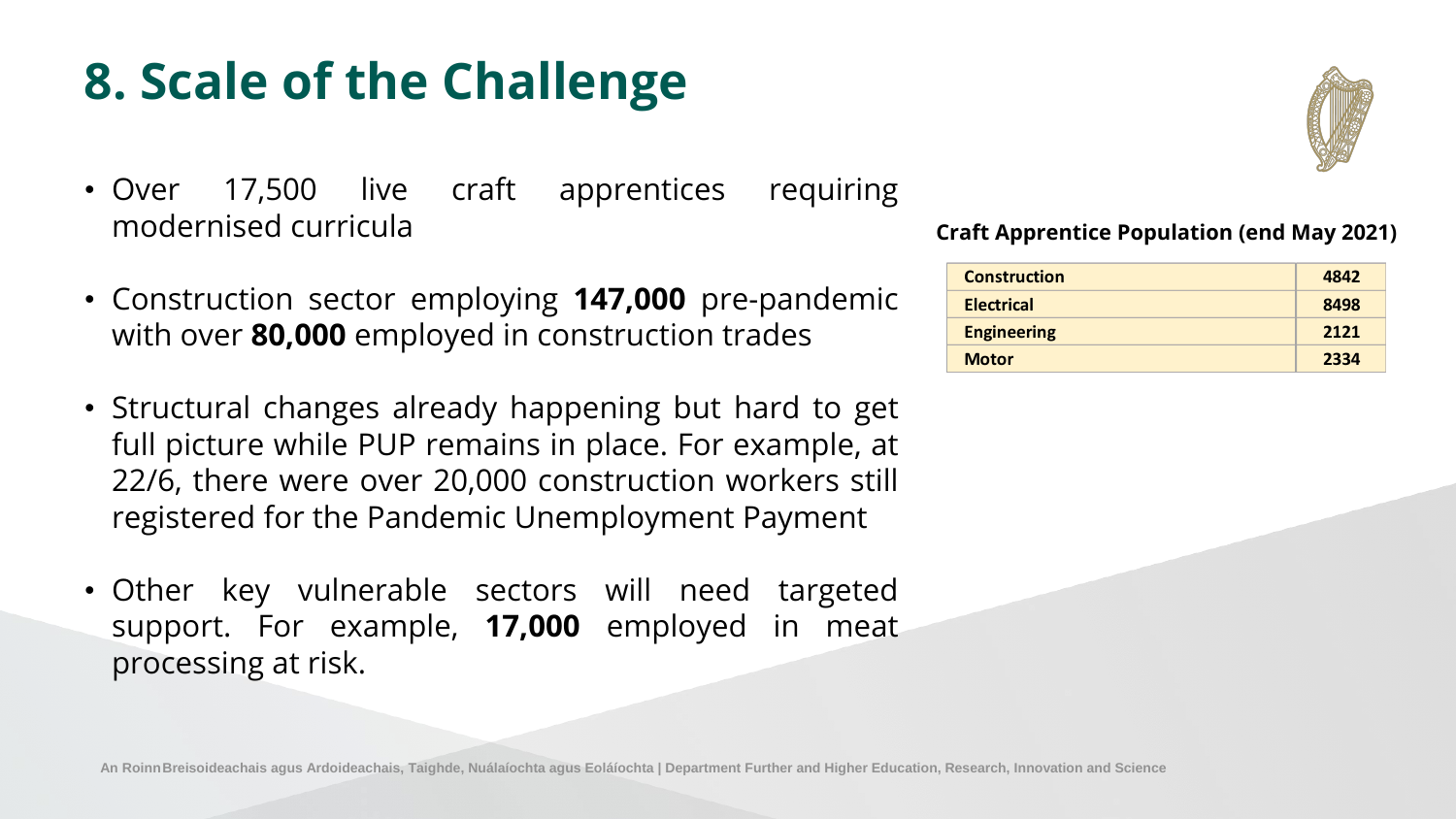# 8. Scale of the Challenge

- Over 17,500 live craft apprentices requiring modernised curricula
- Construction sector employing **147,000** pre-pandemic with over **80,000** employed in construction trades
- Structural changes already happening but hard to get full picture while PUP remains in place. For example, at 22/6, there were over 20,000 construction workers still registered for the Pandemic Unemployment Payment
- Other key vulnerable sectors will need targeted support. For example, **17,000** employed in meat processing at risk.

**Craft Apprentice Population (end May 2021)**

| | |
|---|---|
| **Construction** | **4842** |
| **Electrical** | **8498** |
| **Engineering** | **2121** |
| **Motor** | **2334** |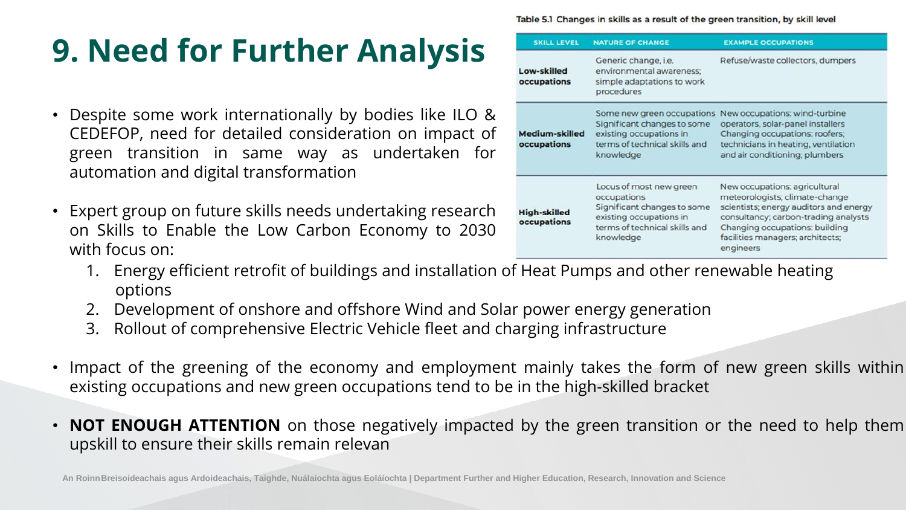# 9. Need for Further Analysis

- Despite some work internationally by bodies like ILO & CEDEFOP, need for detailed consideration on impact of green transition in same way as undertaken for automation and digital transformation

- Expert group on future skills needs undertaking research on Skills to Enable the Low Carbon Economy to 2030 with focus on:
    1. Energy efficient retrofit of buildings and installation of Heat Pumps and other renewable heating options
    2. Development of onshore and offshore Wind and Solar power energy generation
    3. Rollout of comprehensive Electric Vehicle fleet and charging infrastructure

Table 5.1 Changes in skills as a result of the green transition, by skill level

| SKILL LEVEL | NATURE OF CHANGE | EXAMPLE OCCUPATIONS |
|---|---|---|
| **Low-skilled occupations** | Generic change, i.e. environmental awareness; simple adaptations to work procedures | Refuse/waste collectors, dumpers |
| **Medium-skilled occupations** | Some new green occupations Significant changes to some existing occupations in terms of technical skills and knowledge | New occupations: wind-turbine operators, solar-panel installers Changing occupations: roofers; technicians in heating, ventilation and air conditioning; plumbers |
| **High-skilled occupations** | Locus of most new green occupations Significant changes to some existing occupations in terms of technical skills and knowledge | New occupations: agricultural meteorologists; climate-change scientists; energy auditors and energy consultancy; carbon-trading analysts Changing occupations: building facilities managers; architects; engineers |

- Impact of the greening of the economy and employment mainly takes the form of new green skills within existing occupations and new green occupations tend to be in the high-skilled bracket

- **NOT ENOUGH ATTENTION** on those negatively impacted by the green transition or the need to help them upskill to ensure their skills remain relevan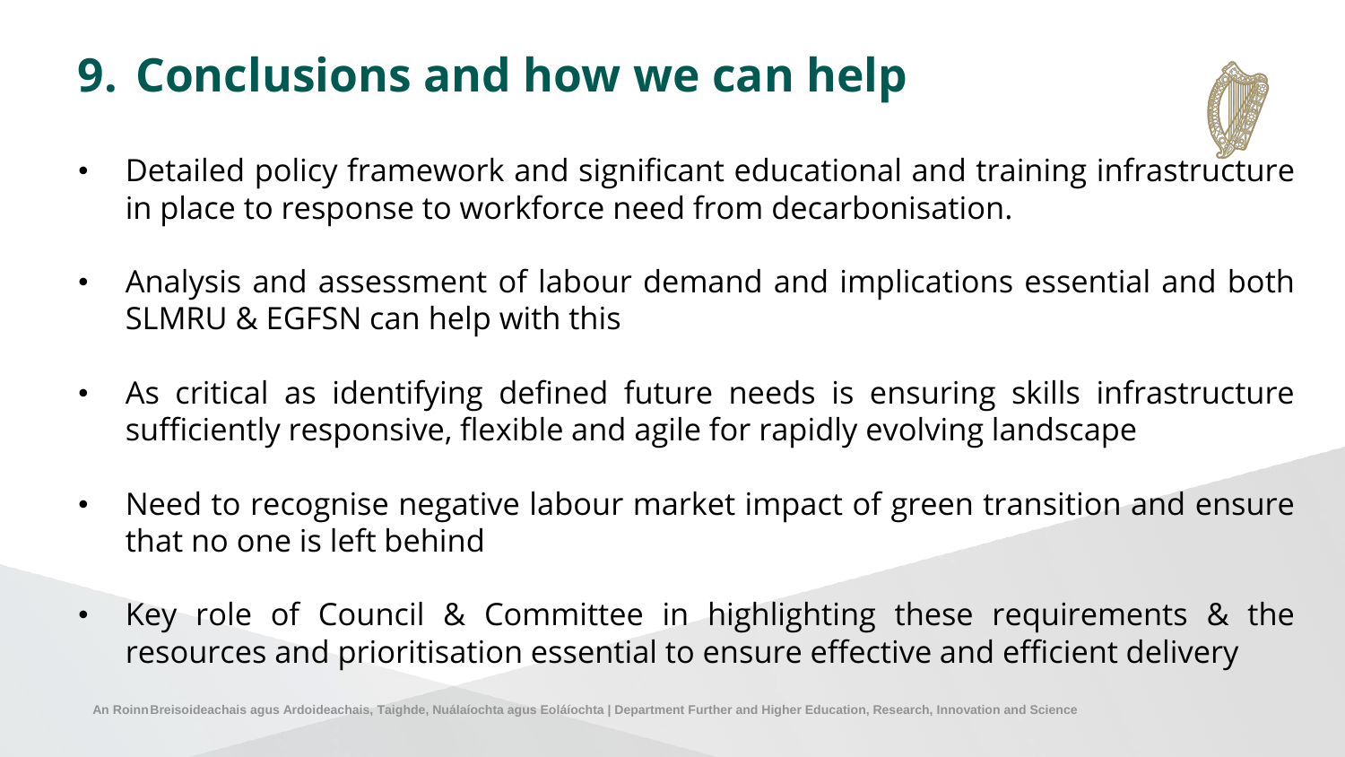# 9. Conclusions and how we can help

- Detailed policy framework and significant educational and training infrastructure in place to response to workforce need from decarbonisation.
- Analysis and assessment of labour demand and implications essential and both SLMRU & EGFSN can help with this
- As critical as identifying defined future needs is ensuring skills infrastructure sufficiently responsive, flexible and agile for rapidly evolving landscape
- Need to recognise negative labour market impact of green transition and ensure that no one is left behind
- Key role of Council & Committee in highlighting these requirements & the resources and prioritisation essential to ensure effective and efficient delivery